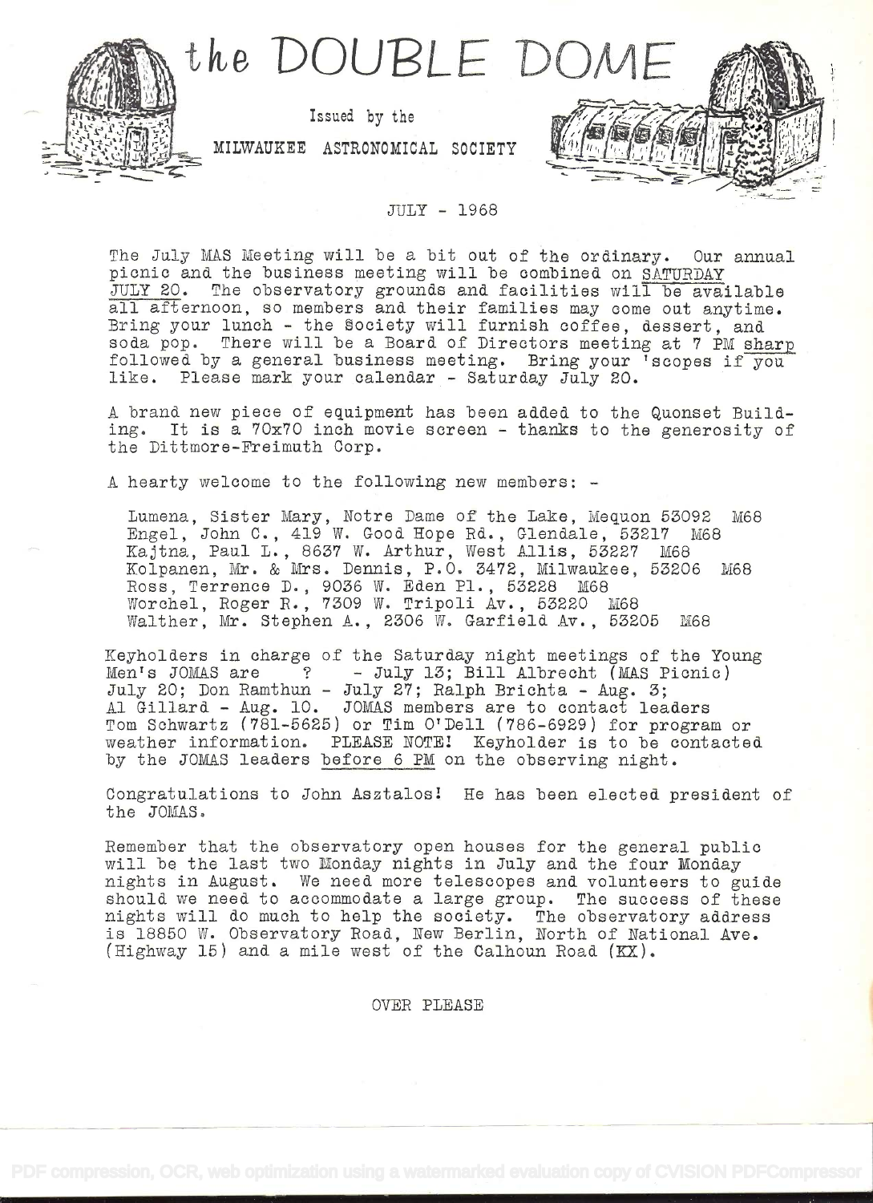# the DOUBLE DOME

Issued by the

MILWAUKEE ASTRONOMICAL SOCIETY

JULY - 1968

The July MAS Meeting will be a bit out of the ordinary. Our annual picnic and the business meeting will be combined on SATURDAY JULY 20. The observatory grounds and facilities will be available all afternoon, so members and their families may come out anytime. Bring your lunch - the Society will furnish coffee, dessert, and soda pop. There will be a Board of Directors meeting at 7 PM sharp followed by a general business meeting. Bring your 'scopes if you like. Please mark your calendar - Saturday July 20.

A brand new piece of equipment has been added to the Quonset Building. It is a 70x70 inch movie screen - thanks to the generosity of the Dittmore-Freimuth Corp.

A hearty welcome to the following new members: -

Lumena, Sister Mary, Notre Dame of the Lake, Mequon 53092 M68
Engel, John C., 419 W. Good Hope Rd., Glendale, 53217 M68
Kajtna, Paul L., 8637 W. Arthur, West Allis, 53227 M68
Kolpanen, Mr. & Mrs. Dennis, P.O. 3472, Milwaukee, 53206 M68
Ross, Terrence D., 9036 W. Eden Pl., 53228 M68
Worchel, Roger R., 7309 W. Tripoli Av., 53220 M68
Walther, Mr. Stephen A., 2306 W. Garfield Av., 53205 M68

Keyholders in charge of the Saturday night meetings of the Young Men's JOMAS are ? - July 13; Bill Albrecht (MAS Picnic) July 20; Don Ramthun - July 27; Ralph Brichta - Aug. 3; Al Gillard - Aug. 10. JOMAS members are to contact leaders Tom Schwartz (781-5625) or Tim O'Dell (786-6929) for program or weather information. PLEASE NOTE! Keyholder is to be contacted by the JOMAS leaders before 6 PM on the observing night.

Congratulations to John Asztalos! He has been elected president of the JOMAS.

Remember that the observatory open houses for the general public will be the last two Monday nights in July and the four Monday nights in August. We need more telescopes and volunteers to guide should we need to accommodate a large group. The success of these nights will do much to help the society. The observatory address is 18850 W. Observatory Road, New Berlin, North of National Ave. (Highway 15) and a mile west of the Calhoun Road (KX).

OVER PLEASE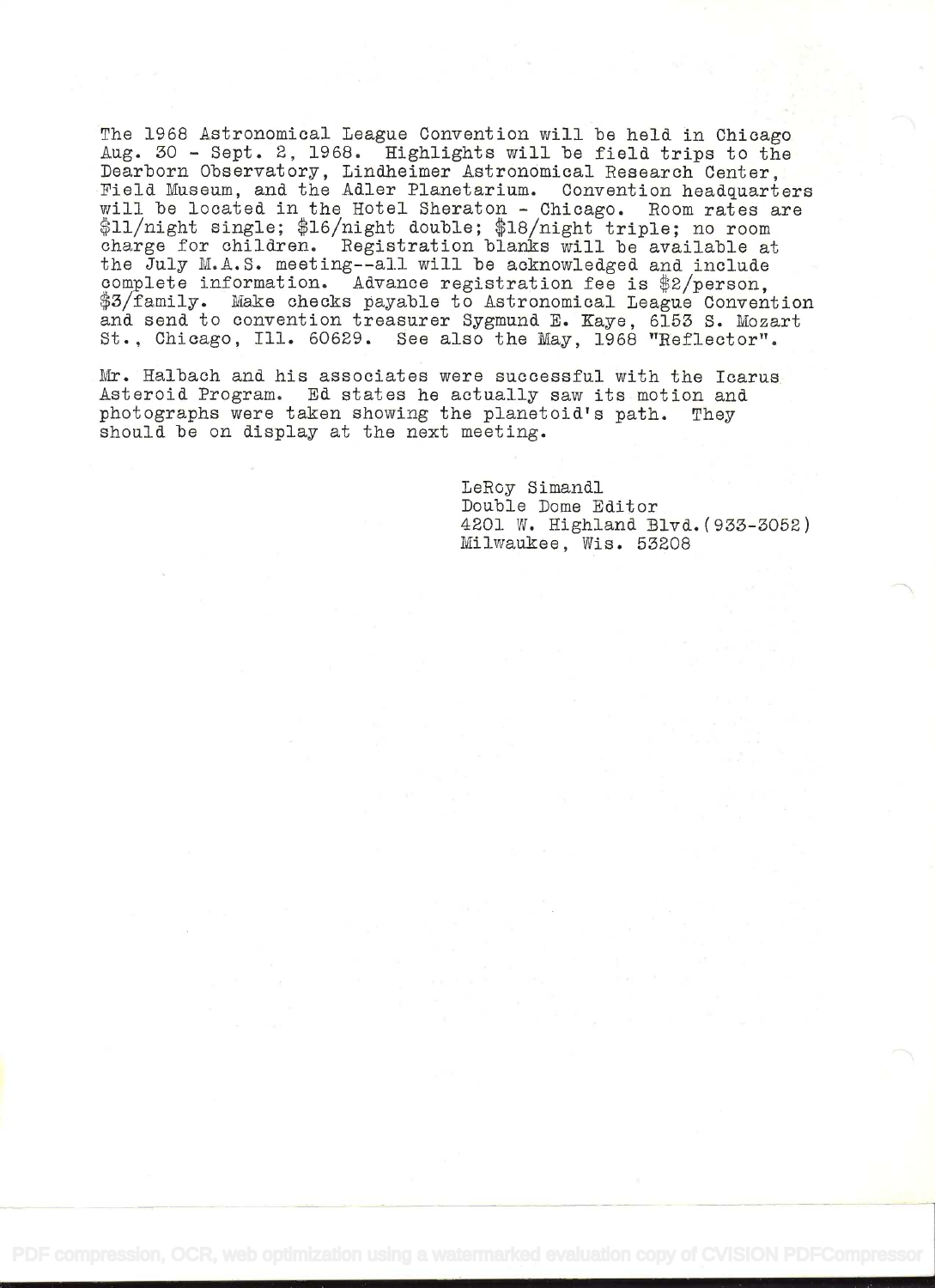The 1968 Astronomical League Convention will be held in Chicago Aug. 30 - Sept. 2, 1968. Highlights will be field trips to the Dearborn Observatory, Lindheimer Astronomical Research Center, Field Museum, and the Adler Planetarium. Convention headquarters will be located in the Hotel Sheraton - Chicago. Room rates are $11/night single; $16/night double; $18/night triple; no room charge for children. Registration blanks will be available at the July M.A.S. meeting--all will be acknowledged and include complete information. Advance registration fee is $2/person, $3/family. Make checks payable to Astronomical League Convention and send to convention treasurer Sygmund E. Kaye, 6153 S. Mozart St., Chicago, Ill. 60629. See also the May, 1968 "Reflector".

Mr. Halbach and his associates were successful with the Icarus Asteroid Program. Ed states he actually saw its motion and photographs were taken showing the planetoid's path. They should be on display at the next meeting.

LeRoy Simandl
Double Dome Editor
4201 W. Highland Blvd. (933-3052)
Milwaukee, Wis. 53208